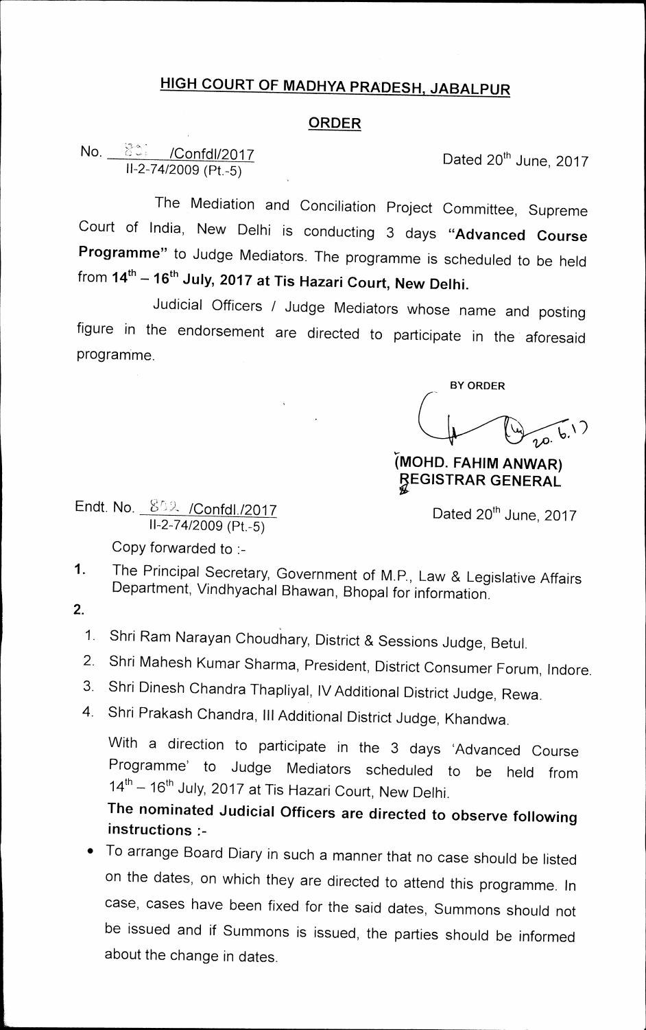# HIGH COURT OF MADHYA PRADESH, JABALPUR

## ORDER

No. 801 /Confdl/2017
II-2-74/2009 (Pt.-5)

Dated 20th June, 2017

The Mediation and Conciliation Project Committee, Supreme Court of India, New Delhi is conducting 3 days **"Advanced Course Programme"** to Judge Mediators. The programme is scheduled to be held from **14th – 16th July, 2017 at Tis Hazari Court, New Delhi.**

Judicial Officers / Judge Mediators whose name and posting figure in the endorsement are directed to participate in the aforesaid programme.

BY ORDER

20.6.17

**(MOHD. FAHIM ANWAR)**
**REGISTRAR GENERAL**

Endt. No. 802 /Confdl./2017
II-2-74/2009 (Pt.-5)

Dated 20th June, 2017

Copy forwarded to :-

1. The Principal Secretary, Government of M.P., Law & Legislative Affairs Department, Vindhyachal Bhawan, Bhopal for information.
2.
   1. Shri Ram Narayan Choudhary, District & Sessions Judge, Betul.
   2. Shri Mahesh Kumar Sharma, President, District Consumer Forum, Indore.
   3. Shri Dinesh Chandra Thapliyal, IV Additional District Judge, Rewa.
   4. Shri Prakash Chandra, III Additional District Judge, Khandwa.

   With a direction to participate in the 3 days 'Advanced Course Programme' to Judge Mediators scheduled to be held from 14th – 16th July, 2017 at Tis Hazari Court, New Delhi.

   **The nominated Judicial Officers are directed to observe following instructions :-**

   - To arrange Board Diary in such a manner that no case should be listed on the dates, on which they are directed to attend this programme. In case, cases have been fixed for the said dates, Summons should not be issued and if Summons is issued, the parties should be informed about the change in dates.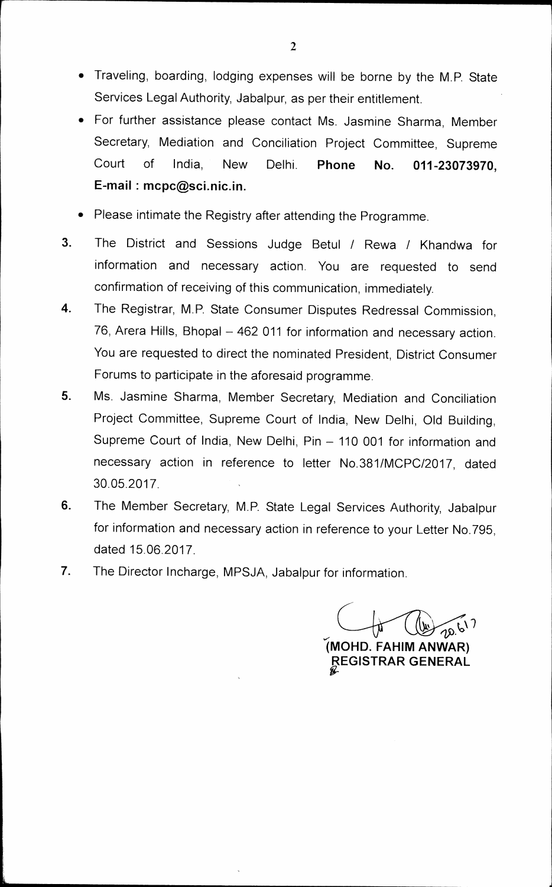- Traveling, boarding, lodging expenses will be borne by the M.P. State Services Legal Authority, Jabalpur, as per their entitlement.
- For further assistance please contact Ms. Jasmine Sharma, Member Secretary, Mediation and Conciliation Project Committee, Supreme Court of India, New Delhi. **Phone No. 011-23073970, E-mail : mcpc@sci.nic.in.**
- Please intimate the Registry after attending the Programme.

3. The District and Sessions Judge Betul / Rewa / Khandwa for information and necessary action. You are requested to send confirmation of receiving of this communication, immediately.
4. The Registrar, M.P. State Consumer Disputes Redressal Commission, 76, Arera Hills, Bhopal – 462 011 for information and necessary action. You are requested to direct the nominated President, District Consumer Forums to participate in the aforesaid programme.
5. Ms. Jasmine Sharma, Member Secretary, Mediation and Conciliation Project Committee, Supreme Court of India, New Delhi, Old Building, Supreme Court of India, New Delhi, Pin – 110 001 for information and necessary action in reference to letter No.381/MCPC/2017, dated 30.05.2017.
6. The Member Secretary, M.P. State Legal Services Authority, Jabalpur for information and necessary action in reference to your Letter No.795, dated 15.06.2017.
7. The Director Incharge, MPSJA, Jabalpur for information.

20.6.17

**(MOHD. FAHIM ANWAR)**
**REGISTRAR GENERAL**